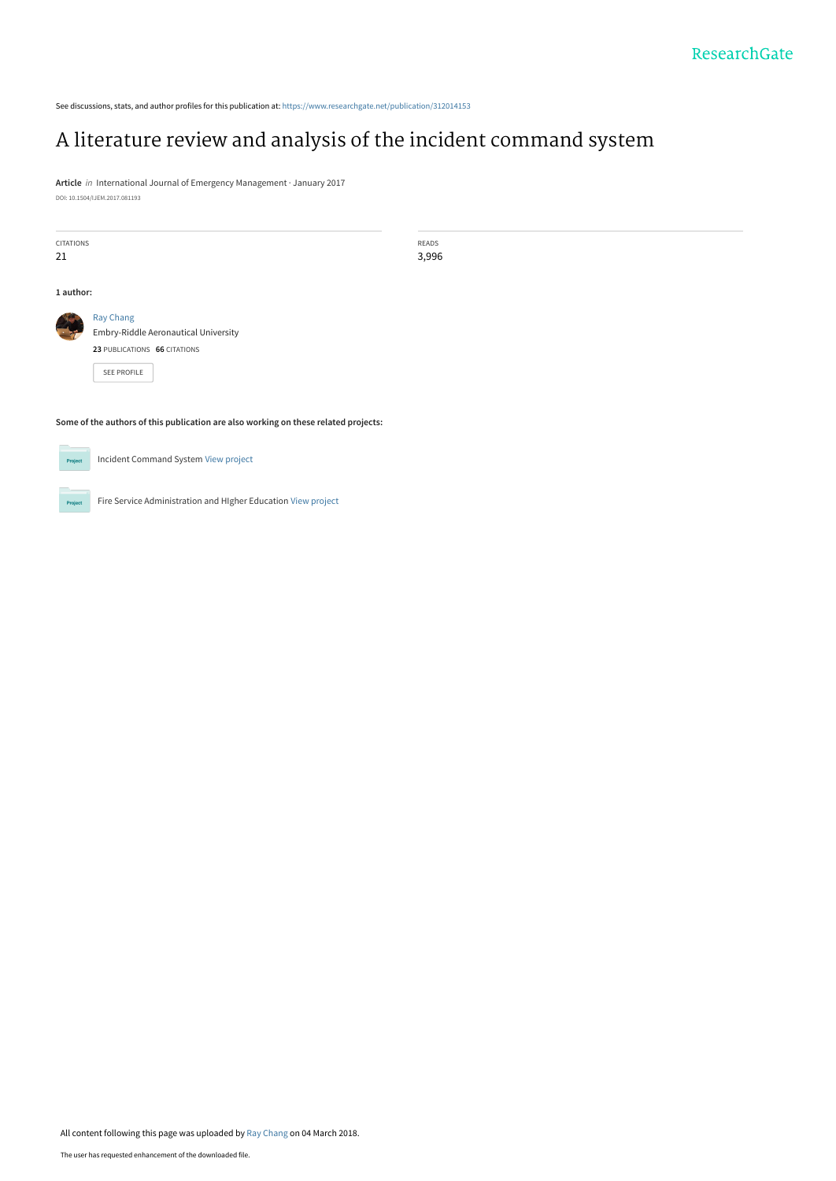See discussions, stats, and author profiles for this publication at: https://www.researchgate.net/publication/312014153

# A literature review and analysis of the incident command system

**Article** *in* International Journal of Emergency Management · January 2017

DOI: 10.1504/IJEM.2017.081193

| CITATIONS | READS |
| --- | --- |
| 21 | 3,996 |

**1 author:**

Ray Chang
Embry-Riddle Aeronautical University
**23** PUBLICATIONS **66** CITATIONS

SEE PROFILE

**Some of the authors of this publication are also working on these related projects:**

Incident Command System View project

Fire Service Administration and HIgher Education View project

All content following this page was uploaded by Ray Chang on 04 March 2018.

The user has requested enhancement of the downloaded file.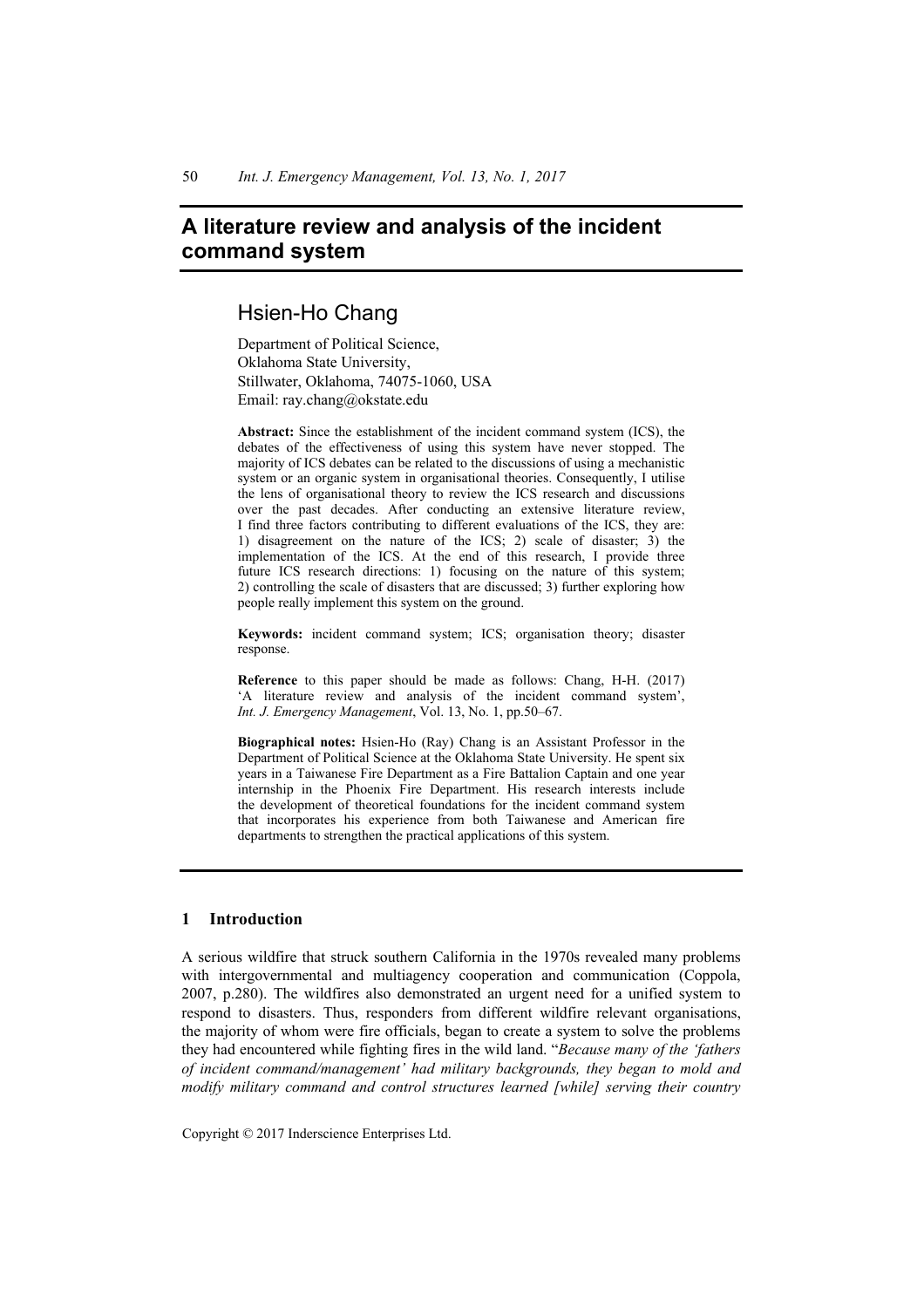# A literature review and analysis of the incident command system

## Hsien-Ho Chang

Department of Political Science,
Oklahoma State University,
Stillwater, Oklahoma, 74075-1060, USA
Email: ray.chang@okstate.edu

**Abstract:** Since the establishment of the incident command system (ICS), the debates of the effectiveness of using this system have never stopped. The majority of ICS debates can be related to the discussions of using a mechanistic system or an organic system in organisational theories. Consequently, I utilise the lens of organisational theory to review the ICS research and discussions over the past decades. After conducting an extensive literature review, I find three factors contributing to different evaluations of the ICS, they are: 1) disagreement on the nature of the ICS; 2) scale of disaster; 3) the implementation of the ICS. At the end of this research, I provide three future ICS research directions: 1) focusing on the nature of this system; 2) controlling the scale of disasters that are discussed; 3) further exploring how people really implement this system on the ground.

**Keywords:** incident command system; ICS; organisation theory; disaster response.

**Reference** to this paper should be made as follows: Chang, H-H. (2017) 'A literature review and analysis of the incident command system', *Int. J. Emergency Management*, Vol. 13, No. 1, pp.50–67.

**Biographical notes:** Hsien-Ho (Ray) Chang is an Assistant Professor in the Department of Political Science at the Oklahoma State University. He spent six years in a Taiwanese Fire Department as a Fire Battalion Captain and one year internship in the Phoenix Fire Department. His research interests include the development of theoretical foundations for the incident command system that incorporates his experience from both Taiwanese and American fire departments to strengthen the practical applications of this system.

## 1 Introduction

A serious wildfire that struck southern California in the 1970s revealed many problems with intergovernmental and multiagency cooperation and communication (Coppola, 2007, p.280). The wildfires also demonstrated an urgent need for a unified system to respond to disasters. Thus, responders from different wildfire relevant organisations, the majority of whom were fire officials, began to create a system to solve the problems they had encountered while fighting fires in the wild land. "*Because many of the 'fathers of incident command/management' had military backgrounds, they began to mold and modify military command and control structures learned [while] serving their country*

Copyright © 2017 Inderscience Enterprises Ltd.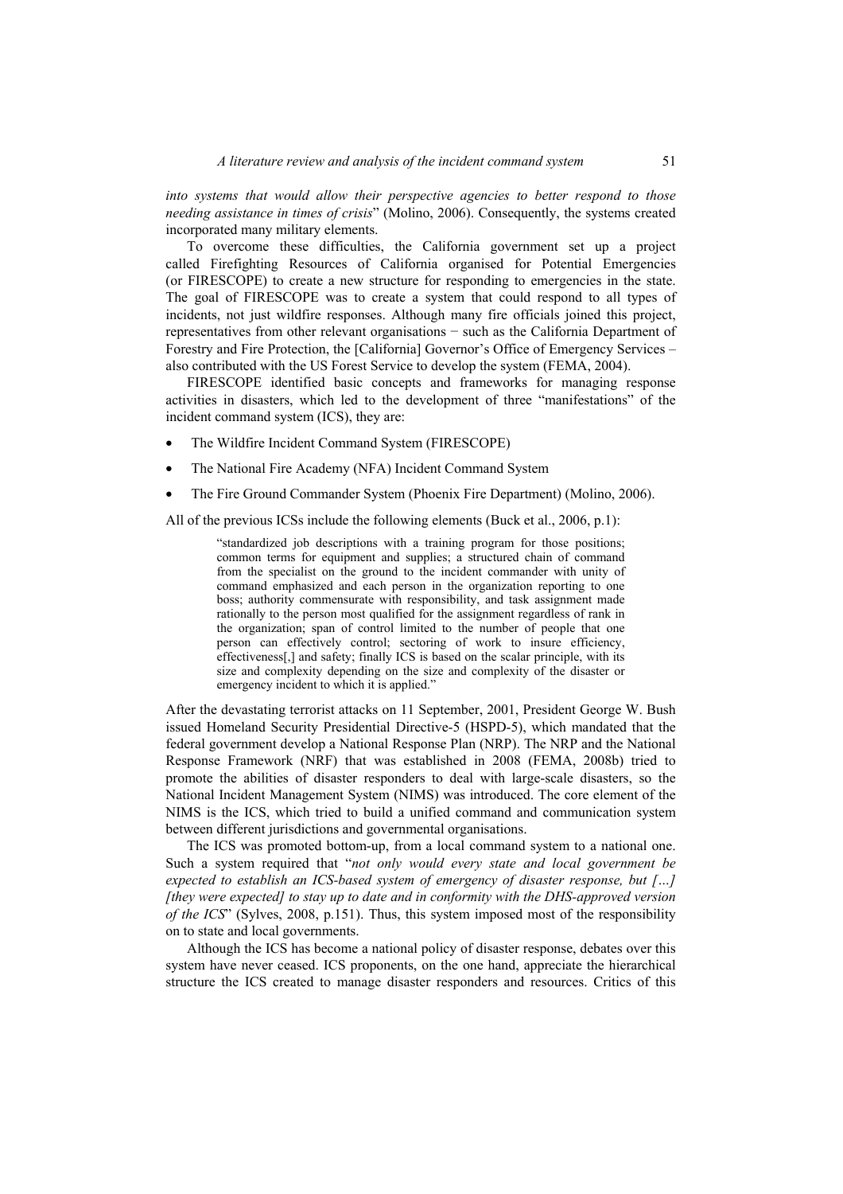*into systems that would allow their perspective agencies to better respond to those needing assistance in times of crisis*" (Molino, 2006). Consequently, the systems created incorporated many military elements.

To overcome these difficulties, the California government set up a project called Firefighting Resources of California organised for Potential Emergencies (or FIRESCOPE) to create a new structure for responding to emergencies in the state. The goal of FIRESCOPE was to create a system that could respond to all types of incidents, not just wildfire responses. Although many fire officials joined this project, representatives from other relevant organisations − such as the California Department of Forestry and Fire Protection, the [California] Governor's Office of Emergency Services – also contributed with the US Forest Service to develop the system (FEMA, 2004).

FIRESCOPE identified basic concepts and frameworks for managing response activities in disasters, which led to the development of three "manifestations" of the incident command system (ICS), they are:

- The Wildfire Incident Command System (FIRESCOPE)
- The National Fire Academy (NFA) Incident Command System
- The Fire Ground Commander System (Phoenix Fire Department) (Molino, 2006).

All of the previous ICSs include the following elements (Buck et al., 2006, p.1):

> "standardized job descriptions with a training program for those positions; common terms for equipment and supplies; a structured chain of command from the specialist on the ground to the incident commander with unity of command emphasized and each person in the organization reporting to one boss; authority commensurate with responsibility, and task assignment made rationally to the person most qualified for the assignment regardless of rank in the organization; span of control limited to the number of people that one person can effectively control; sectoring of work to insure efficiency, effectiveness[,] and safety; finally ICS is based on the scalar principle, with its size and complexity depending on the size and complexity of the disaster or emergency incident to which it is applied."

After the devastating terrorist attacks on 11 September, 2001, President George W. Bush issued Homeland Security Presidential Directive-5 (HSPD-5), which mandated that the federal government develop a National Response Plan (NRP). The NRP and the National Response Framework (NRF) that was established in 2008 (FEMA, 2008b) tried to promote the abilities of disaster responders to deal with large-scale disasters, so the National Incident Management System (NIMS) was introduced. The core element of the NIMS is the ICS, which tried to build a unified command and communication system between different jurisdictions and governmental organisations.

The ICS was promoted bottom-up, from a local command system to a national one. Such a system required that "*not only would every state and local government be expected to establish an ICS-based system of emergency of disaster response, but […] [they were expected] to stay up to date and in conformity with the DHS-approved version of the ICS*" (Sylves, 2008, p.151). Thus, this system imposed most of the responsibility on to state and local governments.

Although the ICS has become a national policy of disaster response, debates over this system have never ceased. ICS proponents, on the one hand, appreciate the hierarchical structure the ICS created to manage disaster responders and resources. Critics of this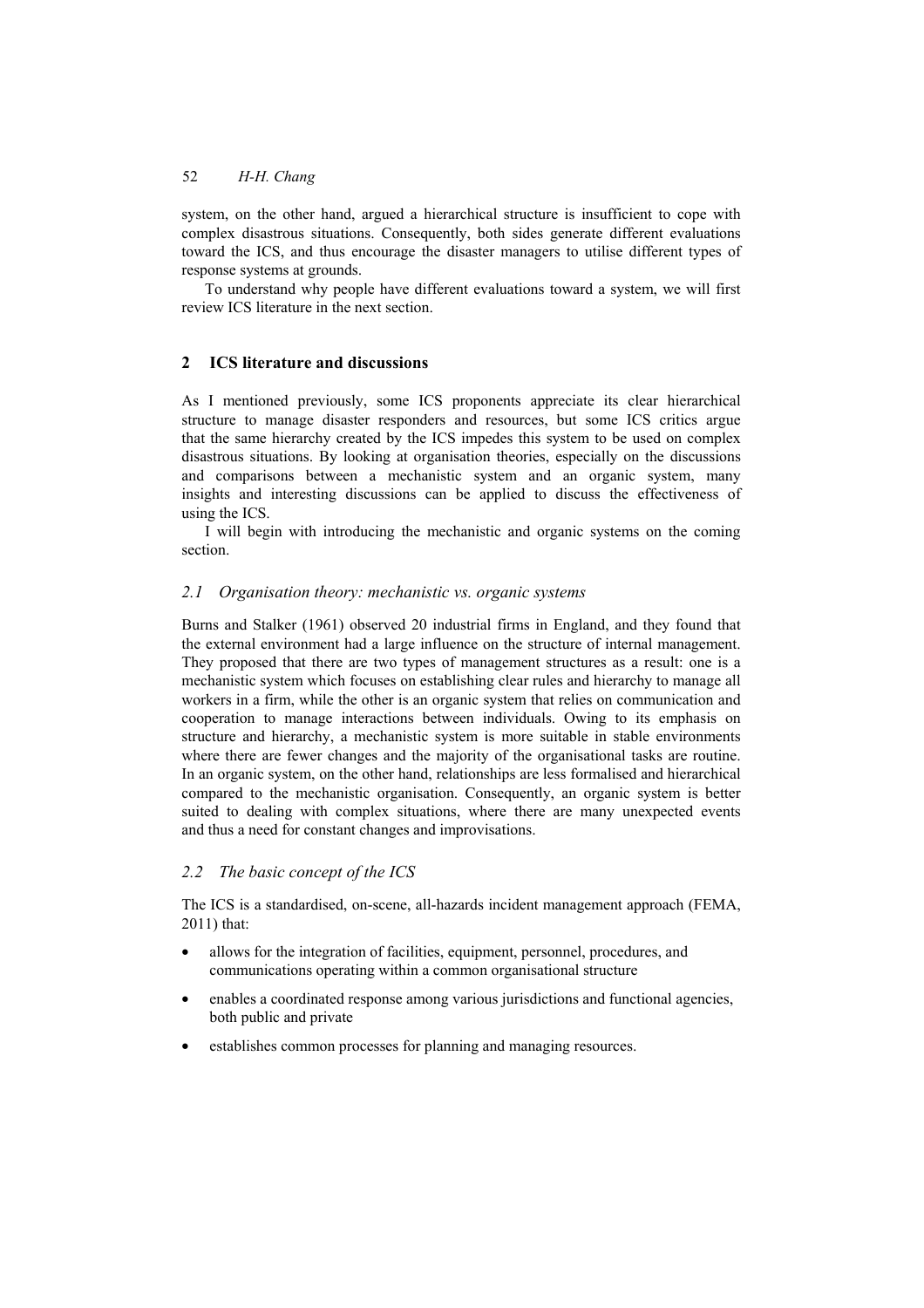system, on the other hand, argued a hierarchical structure is insufficient to cope with complex disastrous situations. Consequently, both sides generate different evaluations toward the ICS, and thus encourage the disaster managers to utilise different types of response systems at grounds.

To understand why people have different evaluations toward a system, we will first review ICS literature in the next section.

## 2 ICS literature and discussions

As I mentioned previously, some ICS proponents appreciate its clear hierarchical structure to manage disaster responders and resources, but some ICS critics argue that the same hierarchy created by the ICS impedes this system to be used on complex disastrous situations. By looking at organisation theories, especially on the discussions and comparisons between a mechanistic system and an organic system, many insights and interesting discussions can be applied to discuss the effectiveness of using the ICS.

I will begin with introducing the mechanistic and organic systems on the coming section.

### *2.1 Organisation theory: mechanistic vs. organic systems*

Burns and Stalker (1961) observed 20 industrial firms in England, and they found that the external environment had a large influence on the structure of internal management. They proposed that there are two types of management structures as a result: one is a mechanistic system which focuses on establishing clear rules and hierarchy to manage all workers in a firm, while the other is an organic system that relies on communication and cooperation to manage interactions between individuals. Owing to its emphasis on structure and hierarchy, a mechanistic system is more suitable in stable environments where there are fewer changes and the majority of the organisational tasks are routine. In an organic system, on the other hand, relationships are less formalised and hierarchical compared to the mechanistic organisation. Consequently, an organic system is better suited to dealing with complex situations, where there are many unexpected events and thus a need for constant changes and improvisations.

### *2.2 The basic concept of the ICS*

The ICS is a standardised, on-scene, all-hazards incident management approach (FEMA, 2011) that:

- allows for the integration of facilities, equipment, personnel, procedures, and communications operating within a common organisational structure
- enables a coordinated response among various jurisdictions and functional agencies, both public and private
- establishes common processes for planning and managing resources.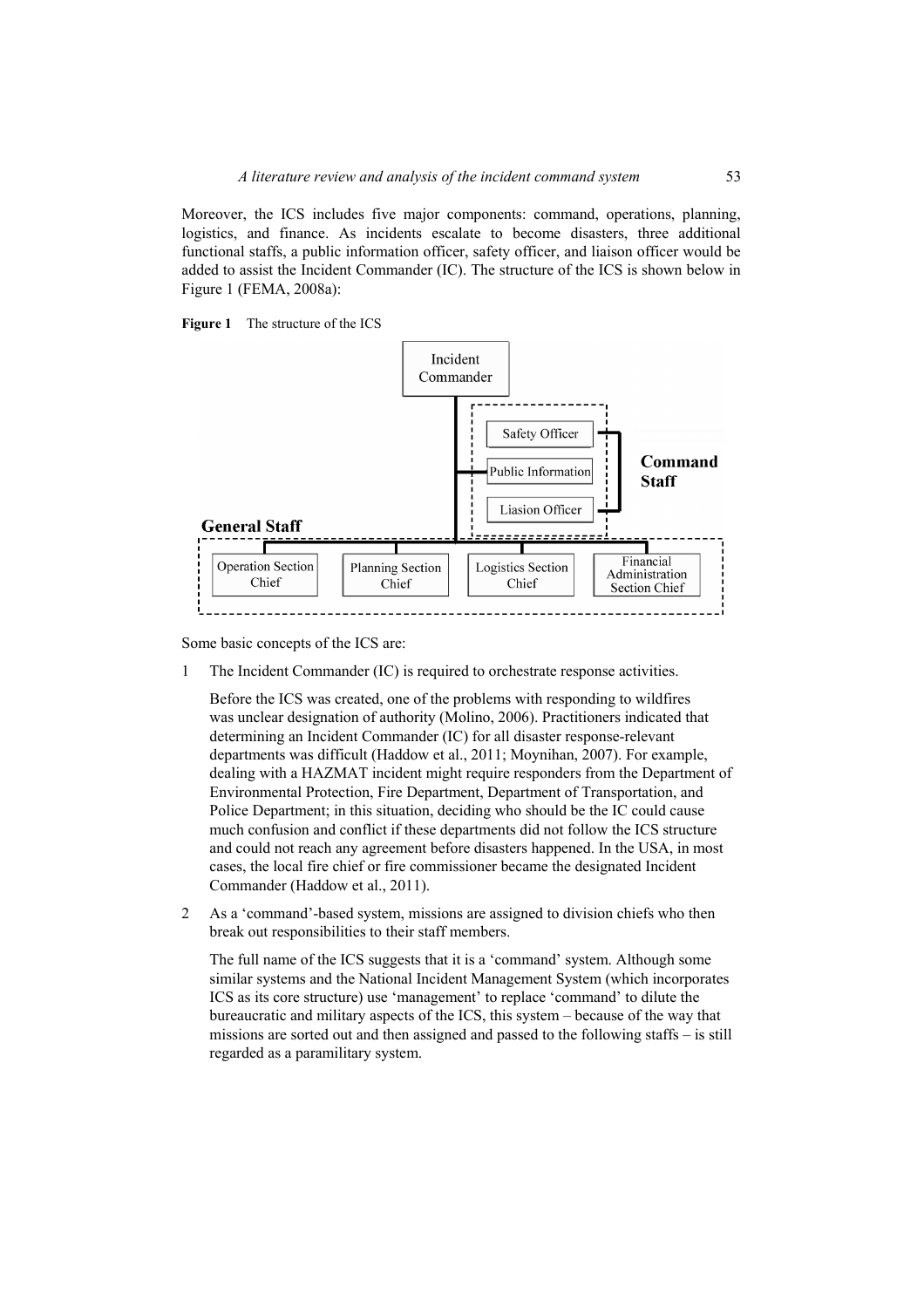Moreover, the ICS includes five major components: command, operations, planning, logistics, and finance. As incidents escalate to become disasters, three additional functional staffs, a public information officer, safety officer, and liaison officer would be added to assist the Incident Commander (IC). The structure of the ICS is shown below in Figure 1 (FEMA, 2008a):

**Figure 1** The structure of the ICS

Incident Commander

Command Staff: Safety Officer, Public Information, Liasion Officer

General Staff: Operation Section Chief, Planning Section Chief, Logistics Section Chief, Financial Administration Section Chief

Some basic concepts of the ICS are:

1 The Incident Commander (IC) is required to orchestrate response activities.

   Before the ICS was created, one of the problems with responding to wildfires was unclear designation of authority (Molino, 2006). Practitioners indicated that determining an Incident Commander (IC) for all disaster response-relevant departments was difficult (Haddow et al., 2011; Moynihan, 2007). For example, dealing with a HAZMAT incident might require responders from the Department of Environmental Protection, Fire Department, Department of Transportation, and Police Department; in this situation, deciding who should be the IC could cause much confusion and conflict if these departments did not follow the ICS structure and could not reach any agreement before disasters happened. In the USA, in most cases, the local fire chief or fire commissioner became the designated Incident Commander (Haddow et al., 2011).

2 As a 'command'-based system, missions are assigned to division chiefs who then break out responsibilities to their staff members.

   The full name of the ICS suggests that it is a 'command' system. Although some similar systems and the National Incident Management System (which incorporates ICS as its core structure) use 'management' to replace 'command' to dilute the bureaucratic and military aspects of the ICS, this system – because of the way that missions are sorted out and then assigned and passed to the following staffs – is still regarded as a paramilitary system.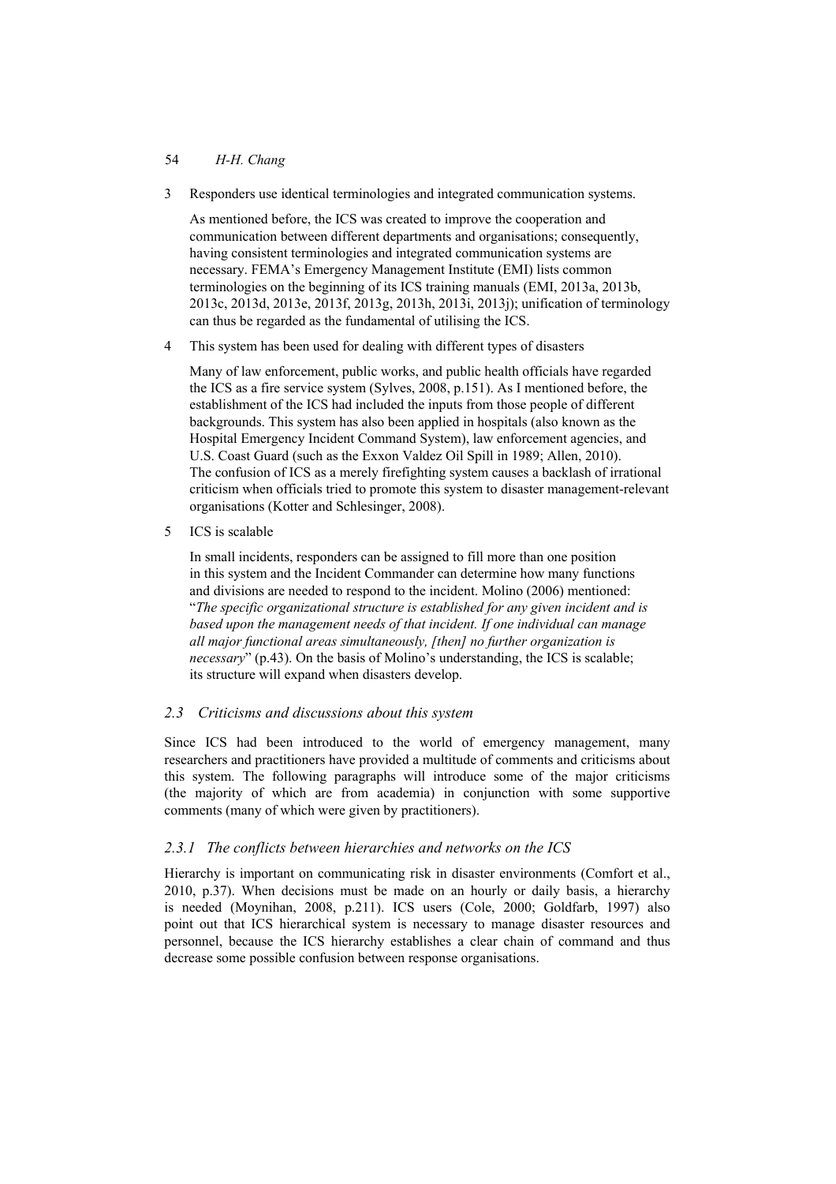3 Responders use identical terminologies and integrated communication systems.

   As mentioned before, the ICS was created to improve the cooperation and communication between different departments and organisations; consequently, having consistent terminologies and integrated communication systems are necessary. FEMA's Emergency Management Institute (EMI) lists common terminologies on the beginning of its ICS training manuals (EMI, 2013a, 2013b, 2013c, 2013d, 2013e, 2013f, 2013g, 2013h, 2013i, 2013j); unification of terminology can thus be regarded as the fundamental of utilising the ICS.

4 This system has been used for dealing with different types of disasters

   Many of law enforcement, public works, and public health officials have regarded the ICS as a fire service system (Sylves, 2008, p.151). As I mentioned before, the establishment of the ICS had included the inputs from those people of different backgrounds. This system has also been applied in hospitals (also known as the Hospital Emergency Incident Command System), law enforcement agencies, and U.S. Coast Guard (such as the Exxon Valdez Oil Spill in 1989; Allen, 2010). The confusion of ICS as a merely firefighting system causes a backlash of irrational criticism when officials tried to promote this system to disaster management-relevant organisations (Kotter and Schlesinger, 2008).

5 ICS is scalable

   In small incidents, responders can be assigned to fill more than one position in this system and the Incident Commander can determine how many functions and divisions are needed to respond to the incident. Molino (2006) mentioned: "*The specific organizational structure is established for any given incident and is based upon the management needs of that incident. If one individual can manage all major functional areas simultaneously, [then] no further organization is necessary*" (p.43). On the basis of Molino's understanding, the ICS is scalable; its structure will expand when disasters develop.

### *2.3 Criticisms and discussions about this system*

Since ICS had been introduced to the world of emergency management, many researchers and practitioners have provided a multitude of comments and criticisms about this system. The following paragraphs will introduce some of the major criticisms (the majority of which are from academia) in conjunction with some supportive comments (many of which were given by practitioners).

#### *2.3.1 The conflicts between hierarchies and networks on the ICS*

Hierarchy is important on communicating risk in disaster environments (Comfort et al., 2010, p.37). When decisions must be made on an hourly or daily basis, a hierarchy is needed (Moynihan, 2008, p.211). ICS users (Cole, 2000; Goldfarb, 1997) also point out that ICS hierarchical system is necessary to manage disaster resources and personnel, because the ICS hierarchy establishes a clear chain of command and thus decrease some possible confusion between response organisations.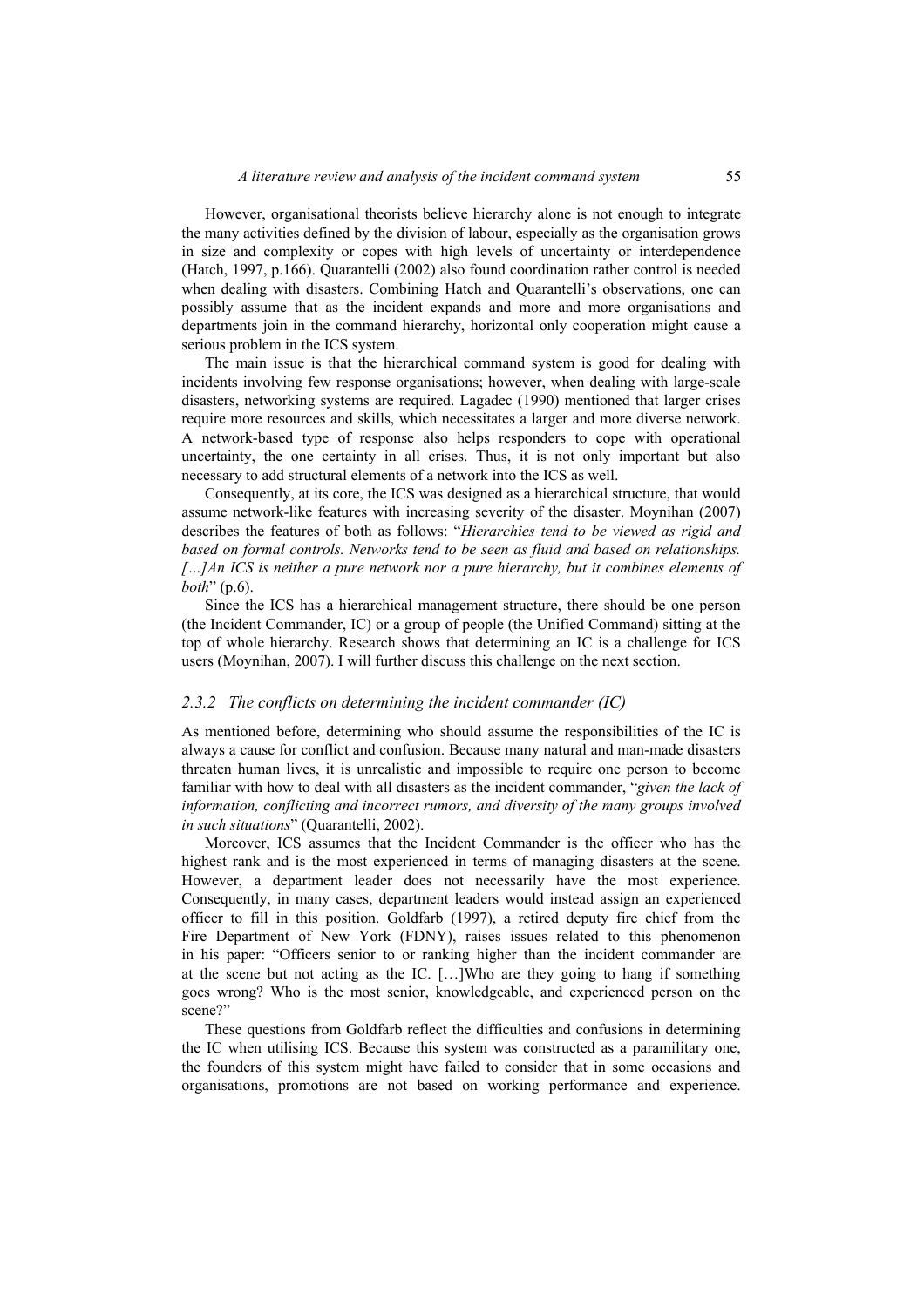However, organisational theorists believe hierarchy alone is not enough to integrate the many activities defined by the division of labour, especially as the organisation grows in size and complexity or copes with high levels of uncertainty or interdependence (Hatch, 1997, p.166). Quarantelli (2002) also found coordination rather control is needed when dealing with disasters. Combining Hatch and Quarantelli's observations, one can possibly assume that as the incident expands and more and more organisations and departments join in the command hierarchy, horizontal only cooperation might cause a serious problem in the ICS system.

The main issue is that the hierarchical command system is good for dealing with incidents involving few response organisations; however, when dealing with large-scale disasters, networking systems are required. Lagadec (1990) mentioned that larger crises require more resources and skills, which necessitates a larger and more diverse network. A network-based type of response also helps responders to cope with operational uncertainty, the one certainty in all crises. Thus, it is not only important but also necessary to add structural elements of a network into the ICS as well.

Consequently, at its core, the ICS was designed as a hierarchical structure, that would assume network-like features with increasing severity of the disaster. Moynihan (2007) describes the features of both as follows: "*Hierarchies tend to be viewed as rigid and based on formal controls. Networks tend to be seen as fluid and based on relationships. […]An ICS is neither a pure network nor a pure hierarchy, but it combines elements of both*" (p.6).

Since the ICS has a hierarchical management structure, there should be one person (the Incident Commander, IC) or a group of people (the Unified Command) sitting at the top of whole hierarchy. Research shows that determining an IC is a challenge for ICS users (Moynihan, 2007). I will further discuss this challenge on the next section.

### *2.3.2 The conflicts on determining the incident commander (IC)*

As mentioned before, determining who should assume the responsibilities of the IC is always a cause for conflict and confusion. Because many natural and man-made disasters threaten human lives, it is unrealistic and impossible to require one person to become familiar with how to deal with all disasters as the incident commander, "*given the lack of information, conflicting and incorrect rumors, and diversity of the many groups involved in such situations*" (Quarantelli, 2002).

Moreover, ICS assumes that the Incident Commander is the officer who has the highest rank and is the most experienced in terms of managing disasters at the scene. However, a department leader does not necessarily have the most experience. Consequently, in many cases, department leaders would instead assign an experienced officer to fill in this position. Goldfarb (1997), a retired deputy fire chief from the Fire Department of New York (FDNY), raises issues related to this phenomenon in his paper: "Officers senior to or ranking higher than the incident commander are at the scene but not acting as the IC. […]Who are they going to hang if something goes wrong? Who is the most senior, knowledgeable, and experienced person on the scene?"

These questions from Goldfarb reflect the difficulties and confusions in determining the IC when utilising ICS. Because this system was constructed as a paramilitary one, the founders of this system might have failed to consider that in some occasions and organisations, promotions are not based on working performance and experience.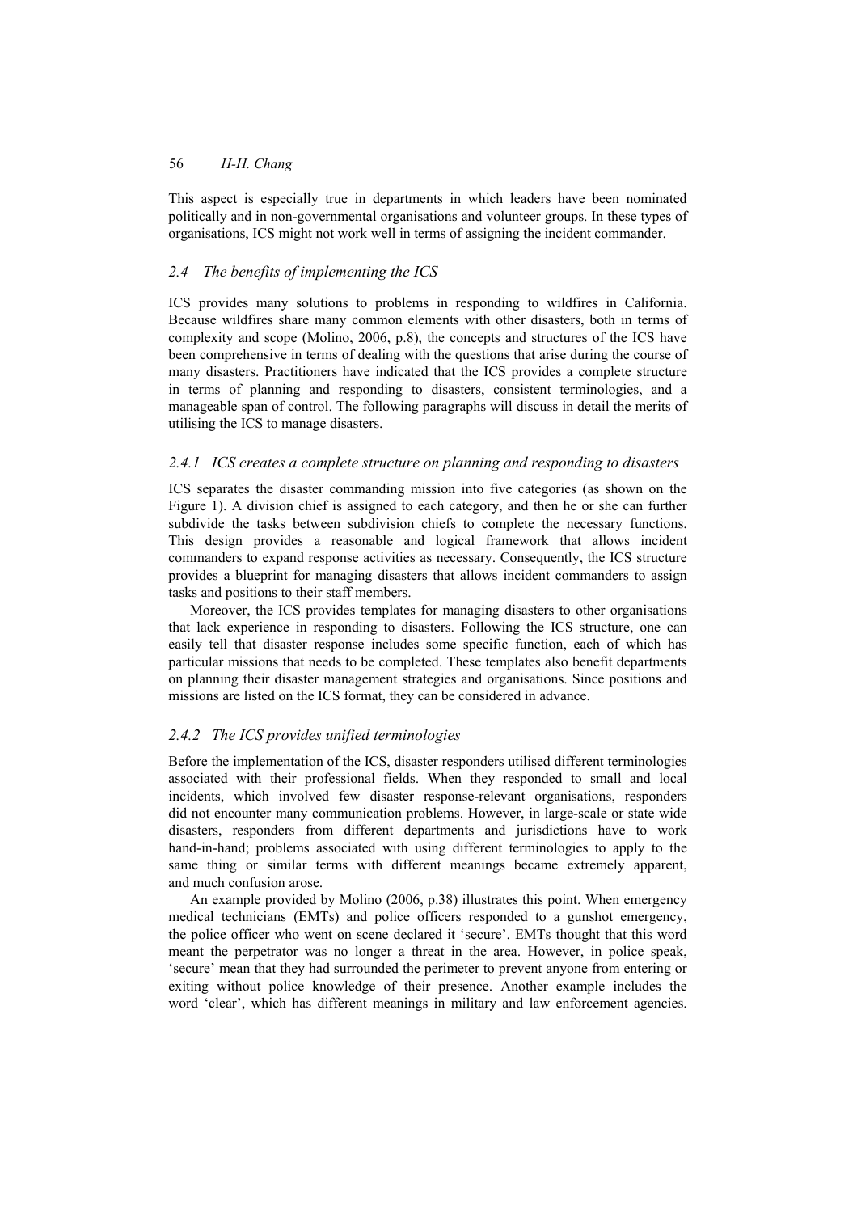This aspect is especially true in departments in which leaders have been nominated politically and in non-governmental organisations and volunteer groups. In these types of organisations, ICS might not work well in terms of assigning the incident commander.

### *2.4 The benefits of implementing the ICS*

ICS provides many solutions to problems in responding to wildfires in California. Because wildfires share many common elements with other disasters, both in terms of complexity and scope (Molino, 2006, p.8), the concepts and structures of the ICS have been comprehensive in terms of dealing with the questions that arise during the course of many disasters. Practitioners have indicated that the ICS provides a complete structure in terms of planning and responding to disasters, consistent terminologies, and a manageable span of control. The following paragraphs will discuss in detail the merits of utilising the ICS to manage disasters.

#### *2.4.1 ICS creates a complete structure on planning and responding to disasters*

ICS separates the disaster commanding mission into five categories (as shown on the Figure 1). A division chief is assigned to each category, and then he or she can further subdivide the tasks between subdivision chiefs to complete the necessary functions. This design provides a reasonable and logical framework that allows incident commanders to expand response activities as necessary. Consequently, the ICS structure provides a blueprint for managing disasters that allows incident commanders to assign tasks and positions to their staff members.

Moreover, the ICS provides templates for managing disasters to other organisations that lack experience in responding to disasters. Following the ICS structure, one can easily tell that disaster response includes some specific function, each of which has particular missions that needs to be completed. These templates also benefit departments on planning their disaster management strategies and organisations. Since positions and missions are listed on the ICS format, they can be considered in advance.

#### *2.4.2 The ICS provides unified terminologies*

Before the implementation of the ICS, disaster responders utilised different terminologies associated with their professional fields. When they responded to small and local incidents, which involved few disaster response-relevant organisations, responders did not encounter many communication problems. However, in large-scale or state wide disasters, responders from different departments and jurisdictions have to work hand-in-hand; problems associated with using different terminologies to apply to the same thing or similar terms with different meanings became extremely apparent, and much confusion arose.

An example provided by Molino (2006, p.38) illustrates this point. When emergency medical technicians (EMTs) and police officers responded to a gunshot emergency, the police officer who went on scene declared it 'secure'. EMTs thought that this word meant the perpetrator was no longer a threat in the area. However, in police speak, 'secure' mean that they had surrounded the perimeter to prevent anyone from entering or exiting without police knowledge of their presence. Another example includes the word 'clear', which has different meanings in military and law enforcement agencies.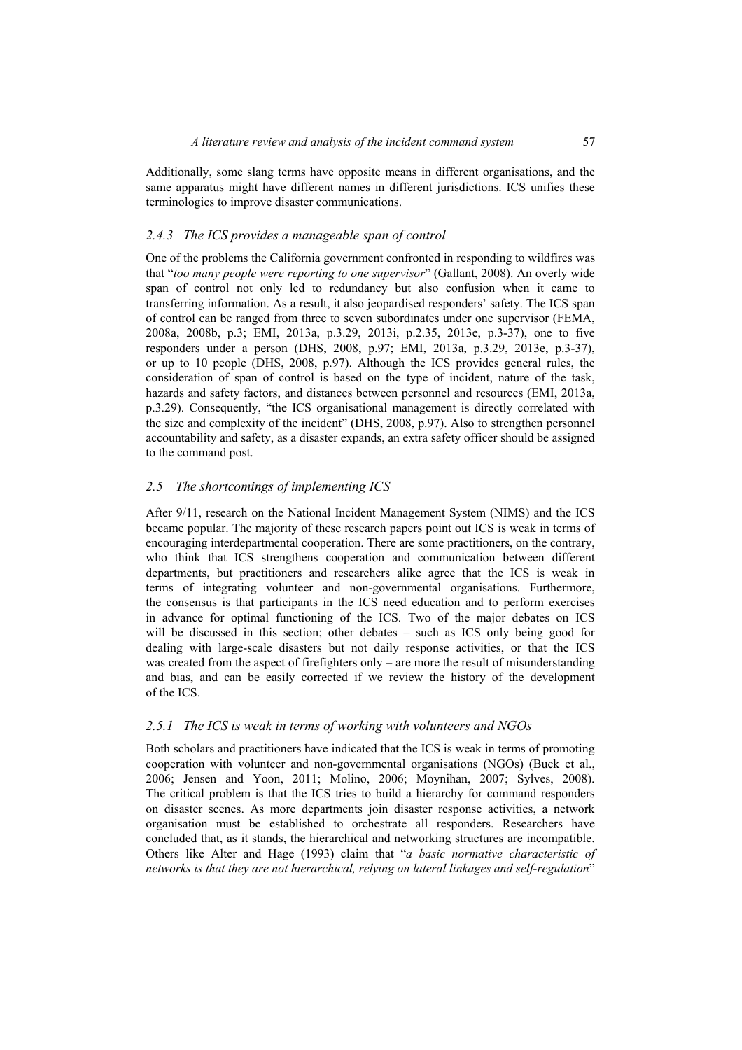Additionally, some slang terms have opposite means in different organisations, and the same apparatus might have different names in different jurisdictions. ICS unifies these terminologies to improve disaster communications.

### *2.4.3 The ICS provides a manageable span of control*

One of the problems the California government confronted in responding to wildfires was that "*too many people were reporting to one supervisor*" (Gallant, 2008). An overly wide span of control not only led to redundancy but also confusion when it came to transferring information. As a result, it also jeopardised responders' safety. The ICS span of control can be ranged from three to seven subordinates under one supervisor (FEMA, 2008a, 2008b, p.3; EMI, 2013a, p.3.29, 2013i, p.2.35, 2013e, p.3-37), one to five responders under a person (DHS, 2008, p.97; EMI, 2013a, p.3.29, 2013e, p.3-37), or up to 10 people (DHS, 2008, p.97). Although the ICS provides general rules, the consideration of span of control is based on the type of incident, nature of the task, hazards and safety factors, and distances between personnel and resources (EMI, 2013a, p.3.29). Consequently, "the ICS organisational management is directly correlated with the size and complexity of the incident" (DHS, 2008, p.97). Also to strengthen personnel accountability and safety, as a disaster expands, an extra safety officer should be assigned to the command post.

## *2.5 The shortcomings of implementing ICS*

After 9/11, research on the National Incident Management System (NIMS) and the ICS became popular. The majority of these research papers point out ICS is weak in terms of encouraging interdepartmental cooperation. There are some practitioners, on the contrary, who think that ICS strengthens cooperation and communication between different departments, but practitioners and researchers alike agree that the ICS is weak in terms of integrating volunteer and non-governmental organisations. Furthermore, the consensus is that participants in the ICS need education and to perform exercises in advance for optimal functioning of the ICS. Two of the major debates on ICS will be discussed in this section; other debates – such as ICS only being good for dealing with large-scale disasters but not daily response activities, or that the ICS was created from the aspect of firefighters only – are more the result of misunderstanding and bias, and can be easily corrected if we review the history of the development of the ICS.

### *2.5.1 The ICS is weak in terms of working with volunteers and NGOs*

Both scholars and practitioners have indicated that the ICS is weak in terms of promoting cooperation with volunteer and non-governmental organisations (NGOs) (Buck et al., 2006; Jensen and Yoon, 2011; Molino, 2006; Moynihan, 2007; Sylves, 2008). The critical problem is that the ICS tries to build a hierarchy for command responders on disaster scenes. As more departments join disaster response activities, a network organisation must be established to orchestrate all responders. Researchers have concluded that, as it stands, the hierarchical and networking structures are incompatible. Others like Alter and Hage (1993) claim that "*a basic normative characteristic of networks is that they are not hierarchical, relying on lateral linkages and self-regulation*"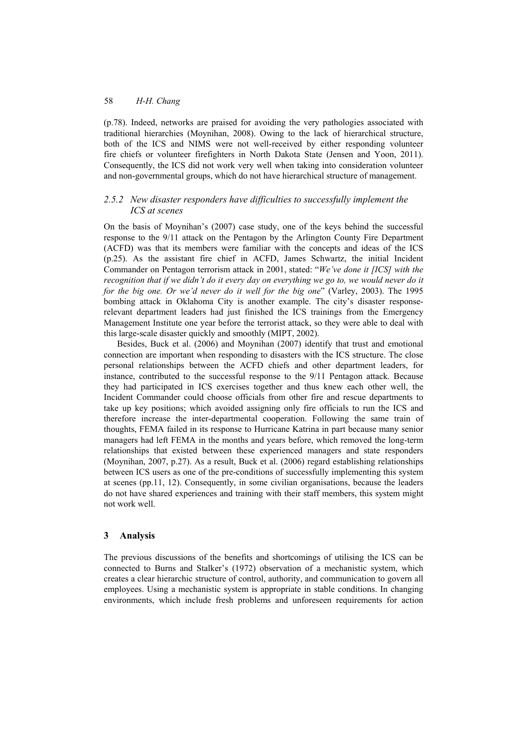(p.78). Indeed, networks are praised for avoiding the very pathologies associated with traditional hierarchies (Moynihan, 2008). Owing to the lack of hierarchical structure, both of the ICS and NIMS were not well-received by either responding volunteer fire chiefs or volunteer firefighters in North Dakota State (Jensen and Yoon, 2011). Consequently, the ICS did not work very well when taking into consideration volunteer and non-governmental groups, which do not have hierarchical structure of management.

### 2.5.2 *New disaster responders have difficulties to successfully implement the ICS at scenes*

On the basis of Moynihan's (2007) case study, one of the keys behind the successful response to the 9/11 attack on the Pentagon by the Arlington County Fire Department (ACFD) was that its members were familiar with the concepts and ideas of the ICS (p.25). As the assistant fire chief in ACFD, James Schwartz, the initial Incident Commander on Pentagon terrorism attack in 2001, stated: "*We've done it [ICS] with the recognition that if we didn't do it every day on everything we go to, we would never do it for the big one. Or we'd never do it well for the big one*" (Varley, 2003). The 1995 bombing attack in Oklahoma City is another example. The city's disaster response-relevant department leaders had just finished the ICS trainings from the Emergency Management Institute one year before the terrorist attack, so they were able to deal with this large-scale disaster quickly and smoothly (MIPT, 2002).

Besides, Buck et al. (2006) and Moynihan (2007) identify that trust and emotional connection are important when responding to disasters with the ICS structure. The close personal relationships between the ACFD chiefs and other department leaders, for instance, contributed to the successful response to the 9/11 Pentagon attack. Because they had participated in ICS exercises together and thus knew each other well, the Incident Commander could choose officials from other fire and rescue departments to take up key positions; which avoided assigning only fire officials to run the ICS and therefore increase the inter-departmental cooperation. Following the same train of thoughts, FEMA failed in its response to Hurricane Katrina in part because many senior managers had left FEMA in the months and years before, which removed the long-term relationships that existed between these experienced managers and state responders (Moynihan, 2007, p.27). As a result, Buck et al. (2006) regard establishing relationships between ICS users as one of the pre-conditions of successfully implementing this system at scenes (pp.11, 12). Consequently, in some civilian organisations, because the leaders do not have shared experiences and training with their staff members, this system might not work well.

## 3 Analysis

The previous discussions of the benefits and shortcomings of utilising the ICS can be connected to Burns and Stalker's (1972) observation of a mechanistic system, which creates a clear hierarchic structure of control, authority, and communication to govern all employees. Using a mechanistic system is appropriate in stable conditions. In changing environments, which include fresh problems and unforeseen requirements for action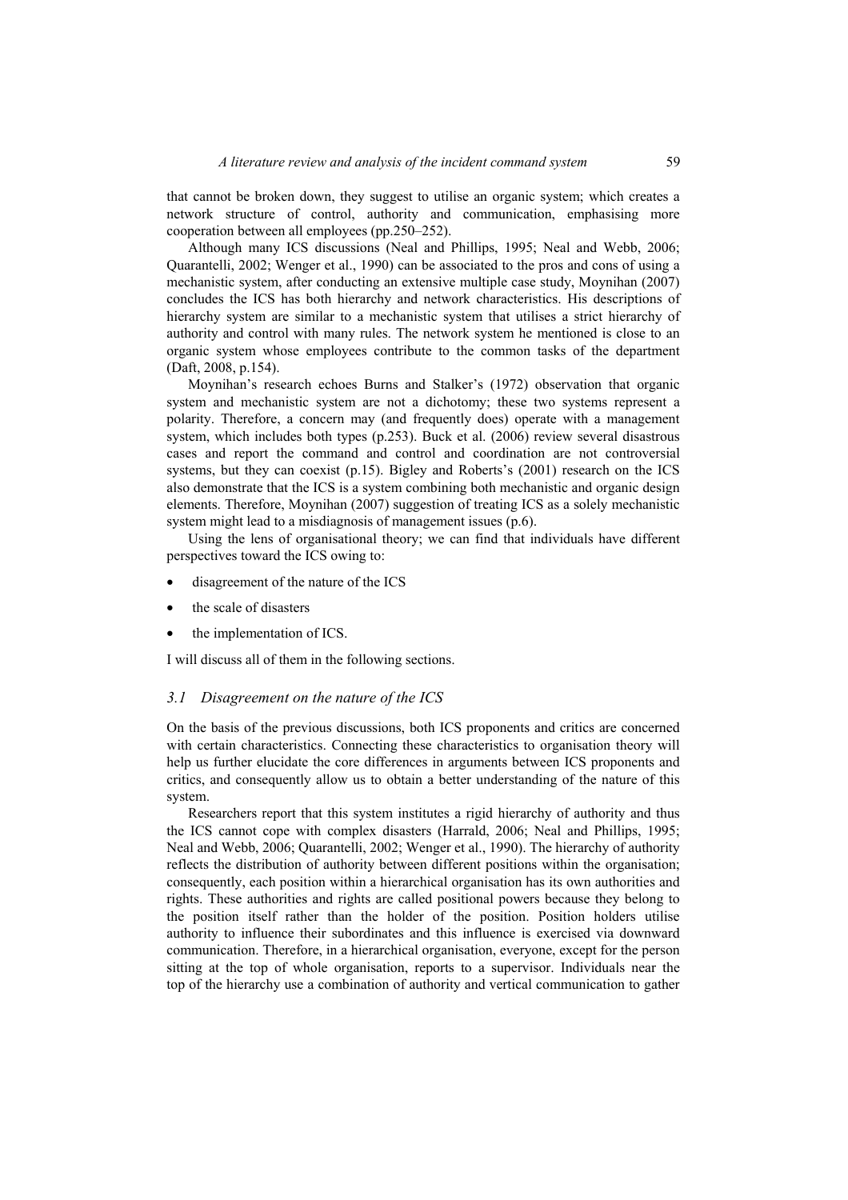that cannot be broken down, they suggest to utilise an organic system; which creates a network structure of control, authority and communication, emphasising more cooperation between all employees (pp.250–252).

Although many ICS discussions (Neal and Phillips, 1995; Neal and Webb, 2006; Quarantelli, 2002; Wenger et al., 1990) can be associated to the pros and cons of using a mechanistic system, after conducting an extensive multiple case study, Moynihan (2007) concludes the ICS has both hierarchy and network characteristics. His descriptions of hierarchy system are similar to a mechanistic system that utilises a strict hierarchy of authority and control with many rules. The network system he mentioned is close to an organic system whose employees contribute to the common tasks of the department (Daft, 2008, p.154).

Moynihan's research echoes Burns and Stalker's (1972) observation that organic system and mechanistic system are not a dichotomy; these two systems represent a polarity. Therefore, a concern may (and frequently does) operate with a management system, which includes both types (p.253). Buck et al. (2006) review several disastrous cases and report the command and control and coordination are not controversial systems, but they can coexist (p.15). Bigley and Roberts's (2001) research on the ICS also demonstrate that the ICS is a system combining both mechanistic and organic design elements. Therefore, Moynihan (2007) suggestion of treating ICS as a solely mechanistic system might lead to a misdiagnosis of management issues (p.6).

Using the lens of organisational theory; we can find that individuals have different perspectives toward the ICS owing to:

- disagreement of the nature of the ICS
- the scale of disasters
- the implementation of ICS.

I will discuss all of them in the following sections.

### *3.1 Disagreement on the nature of the ICS*

On the basis of the previous discussions, both ICS proponents and critics are concerned with certain characteristics. Connecting these characteristics to organisation theory will help us further elucidate the core differences in arguments between ICS proponents and critics, and consequently allow us to obtain a better understanding of the nature of this system.

Researchers report that this system institutes a rigid hierarchy of authority and thus the ICS cannot cope with complex disasters (Harrald, 2006; Neal and Phillips, 1995; Neal and Webb, 2006; Quarantelli, 2002; Wenger et al., 1990). The hierarchy of authority reflects the distribution of authority between different positions within the organisation; consequently, each position within a hierarchical organisation has its own authorities and rights. These authorities and rights are called positional powers because they belong to the position itself rather than the holder of the position. Position holders utilise authority to influence their subordinates and this influence is exercised via downward communication. Therefore, in a hierarchical organisation, everyone, except for the person sitting at the top of whole organisation, reports to a supervisor. Individuals near the top of the hierarchy use a combination of authority and vertical communication to gather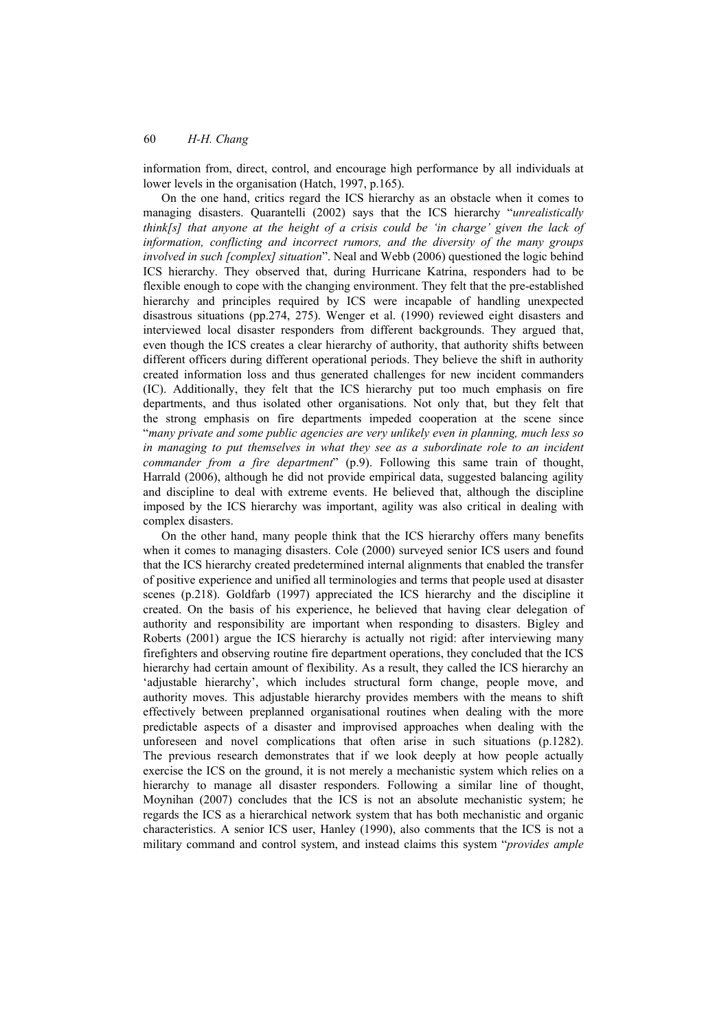information from, direct, control, and encourage high performance by all individuals at lower levels in the organisation (Hatch, 1997, p.165).

On the one hand, critics regard the ICS hierarchy as an obstacle when it comes to managing disasters. Quarantelli (2002) says that the ICS hierarchy "*unrealistically think[s] that anyone at the height of a crisis could be 'in charge' given the lack of information, conflicting and incorrect rumors, and the diversity of the many groups involved in such [complex] situation*". Neal and Webb (2006) questioned the logic behind ICS hierarchy. They observed that, during Hurricane Katrina, responders had to be flexible enough to cope with the changing environment. They felt that the pre-established hierarchy and principles required by ICS were incapable of handling unexpected disastrous situations (pp.274, 275). Wenger et al. (1990) reviewed eight disasters and interviewed local disaster responders from different backgrounds. They argued that, even though the ICS creates a clear hierarchy of authority, that authority shifts between different officers during different operational periods. They believe the shift in authority created information loss and thus generated challenges for new incident commanders (IC). Additionally, they felt that the ICS hierarchy put too much emphasis on fire departments, and thus isolated other organisations. Not only that, but they felt that the strong emphasis on fire departments impeded cooperation at the scene since "*many private and some public agencies are very unlikely even in planning, much less so in managing to put themselves in what they see as a subordinate role to an incident commander from a fire department*" (p.9). Following this same train of thought, Harrald (2006), although he did not provide empirical data, suggested balancing agility and discipline to deal with extreme events. He believed that, although the discipline imposed by the ICS hierarchy was important, agility was also critical in dealing with complex disasters.

On the other hand, many people think that the ICS hierarchy offers many benefits when it comes to managing disasters. Cole (2000) surveyed senior ICS users and found that the ICS hierarchy created predetermined internal alignments that enabled the transfer of positive experience and unified all terminologies and terms that people used at disaster scenes (p.218). Goldfarb (1997) appreciated the ICS hierarchy and the discipline it created. On the basis of his experience, he believed that having clear delegation of authority and responsibility are important when responding to disasters. Bigley and Roberts (2001) argue the ICS hierarchy is actually not rigid: after interviewing many firefighters and observing routine fire department operations, they concluded that the ICS hierarchy had certain amount of flexibility. As a result, they called the ICS hierarchy an 'adjustable hierarchy', which includes structural form change, people move, and authority moves. This adjustable hierarchy provides members with the means to shift effectively between preplanned organisational routines when dealing with the more predictable aspects of a disaster and improvised approaches when dealing with the unforeseen and novel complications that often arise in such situations (p.1282). The previous research demonstrates that if we look deeply at how people actually exercise the ICS on the ground, it is not merely a mechanistic system which relies on a hierarchy to manage all disaster responders. Following a similar line of thought, Moynihan (2007) concludes that the ICS is not an absolute mechanistic system; he regards the ICS as a hierarchical network system that has both mechanistic and organic characteristics. A senior ICS user, Hanley (1990), also comments that the ICS is not a military command and control system, and instead claims this system "*provides ample*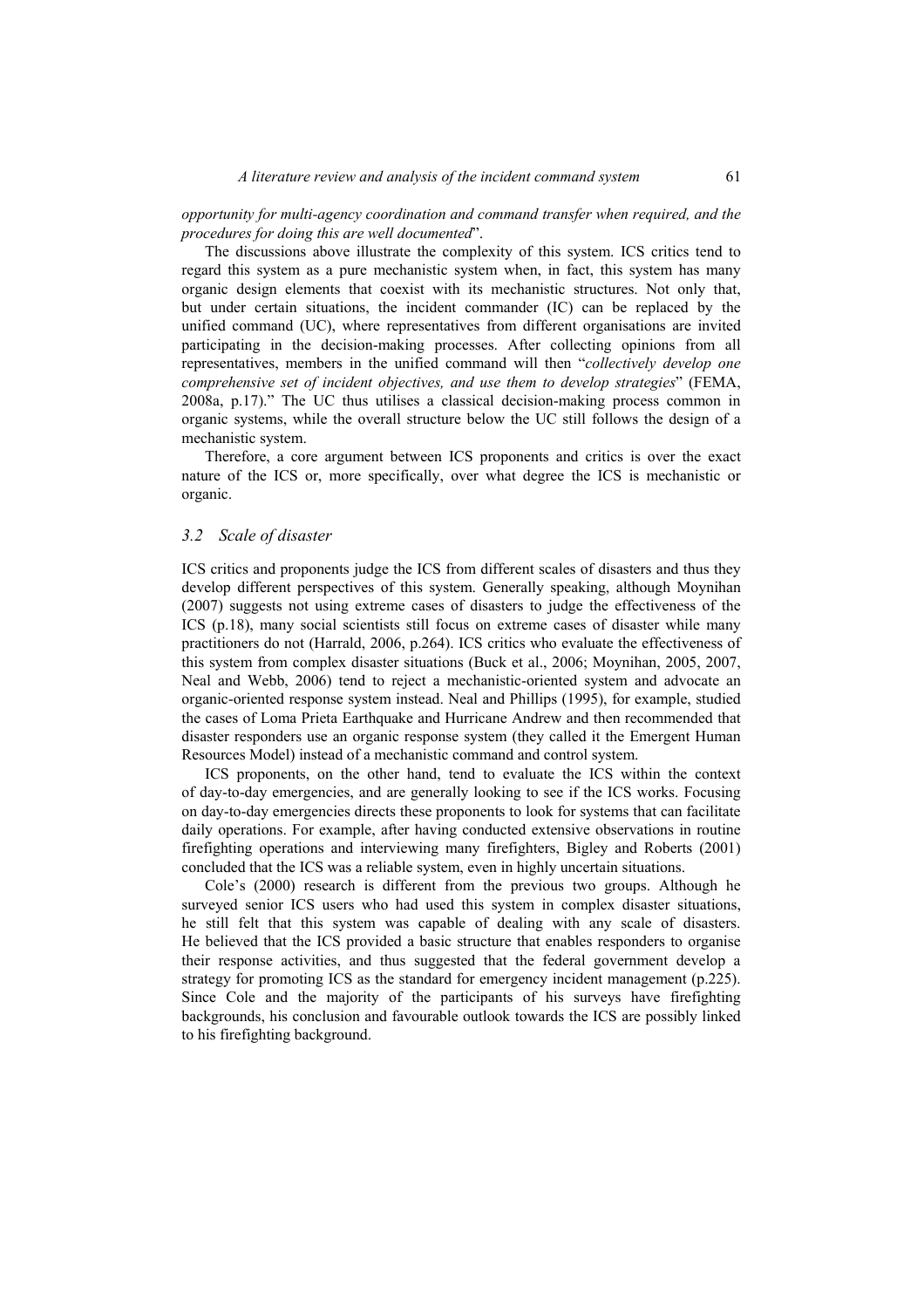*opportunity for multi-agency coordination and command transfer when required, and the procedures for doing this are well documented*".

The discussions above illustrate the complexity of this system. ICS critics tend to regard this system as a pure mechanistic system when, in fact, this system has many organic design elements that coexist with its mechanistic structures. Not only that, but under certain situations, the incident commander (IC) can be replaced by the unified command (UC), where representatives from different organisations are invited participating in the decision-making processes. After collecting opinions from all representatives, members in the unified command will then "*collectively develop one comprehensive set of incident objectives, and use them to develop strategies*" (FEMA, 2008a, p.17)." The UC thus utilises a classical decision-making process common in organic systems, while the overall structure below the UC still follows the design of a mechanistic system.

Therefore, a core argument between ICS proponents and critics is over the exact nature of the ICS or, more specifically, over what degree the ICS is mechanistic or organic.

### *3.2 Scale of disaster*

ICS critics and proponents judge the ICS from different scales of disasters and thus they develop different perspectives of this system. Generally speaking, although Moynihan (2007) suggests not using extreme cases of disasters to judge the effectiveness of the ICS (p.18), many social scientists still focus on extreme cases of disaster while many practitioners do not (Harrald, 2006, p.264). ICS critics who evaluate the effectiveness of this system from complex disaster situations (Buck et al., 2006; Moynihan, 2005, 2007, Neal and Webb, 2006) tend to reject a mechanistic-oriented system and advocate an organic-oriented response system instead. Neal and Phillips (1995), for example, studied the cases of Loma Prieta Earthquake and Hurricane Andrew and then recommended that disaster responders use an organic response system (they called it the Emergent Human Resources Model) instead of a mechanistic command and control system.

ICS proponents, on the other hand, tend to evaluate the ICS within the context of day-to-day emergencies, and are generally looking to see if the ICS works. Focusing on day-to-day emergencies directs these proponents to look for systems that can facilitate daily operations. For example, after having conducted extensive observations in routine firefighting operations and interviewing many firefighters, Bigley and Roberts (2001) concluded that the ICS was a reliable system, even in highly uncertain situations.

Cole's (2000) research is different from the previous two groups. Although he surveyed senior ICS users who had used this system in complex disaster situations, he still felt that this system was capable of dealing with any scale of disasters. He believed that the ICS provided a basic structure that enables responders to organise their response activities, and thus suggested that the federal government develop a strategy for promoting ICS as the standard for emergency incident management (p.225). Since Cole and the majority of the participants of his surveys have firefighting backgrounds, his conclusion and favourable outlook towards the ICS are possibly linked to his firefighting background.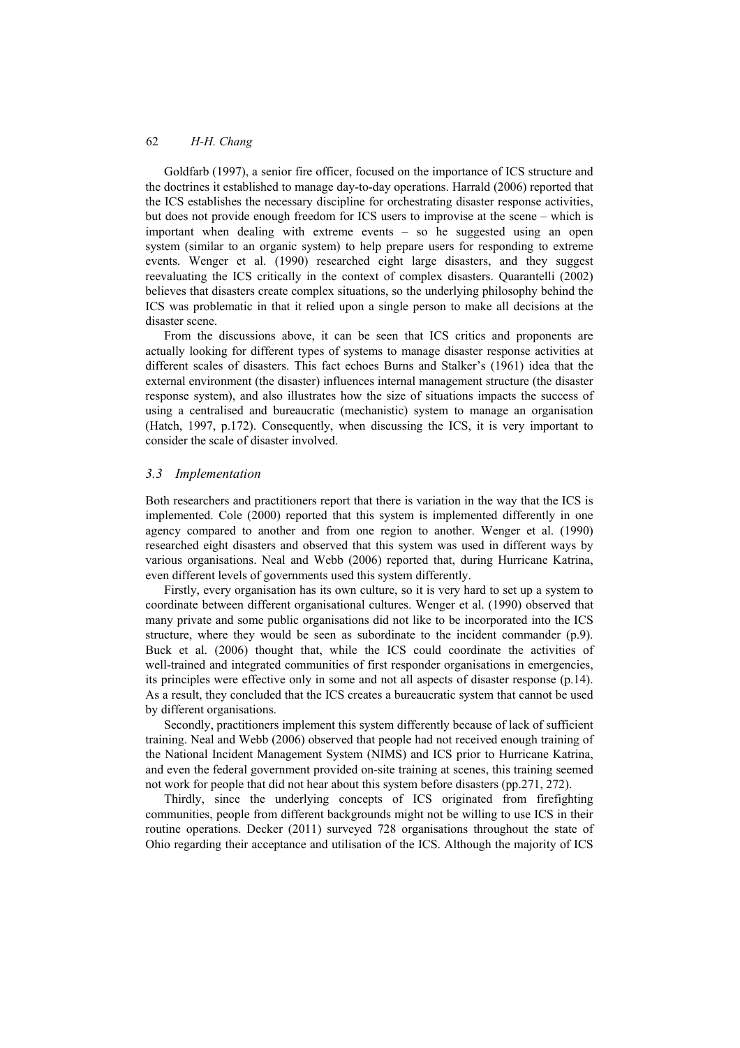Goldfarb (1997), a senior fire officer, focused on the importance of ICS structure and the doctrines it established to manage day-to-day operations. Harrald (2006) reported that the ICS establishes the necessary discipline for orchestrating disaster response activities, but does not provide enough freedom for ICS users to improvise at the scene – which is important when dealing with extreme events – so he suggested using an open system (similar to an organic system) to help prepare users for responding to extreme events. Wenger et al. (1990) researched eight large disasters, and they suggest reevaluating the ICS critically in the context of complex disasters. Quarantelli (2002) believes that disasters create complex situations, so the underlying philosophy behind the ICS was problematic in that it relied upon a single person to make all decisions at the disaster scene.

From the discussions above, it can be seen that ICS critics and proponents are actually looking for different types of systems to manage disaster response activities at different scales of disasters. This fact echoes Burns and Stalker's (1961) idea that the external environment (the disaster) influences internal management structure (the disaster response system), and also illustrates how the size of situations impacts the success of using a centralised and bureaucratic (mechanistic) system to manage an organisation (Hatch, 1997, p.172). Consequently, when discussing the ICS, it is very important to consider the scale of disaster involved.

### 3.3 Implementation

Both researchers and practitioners report that there is variation in the way that the ICS is implemented. Cole (2000) reported that this system is implemented differently in one agency compared to another and from one region to another. Wenger et al. (1990) researched eight disasters and observed that this system was used in different ways by various organisations. Neal and Webb (2006) reported that, during Hurricane Katrina, even different levels of governments used this system differently.

Firstly, every organisation has its own culture, so it is very hard to set up a system to coordinate between different organisational cultures. Wenger et al. (1990) observed that many private and some public organisations did not like to be incorporated into the ICS structure, where they would be seen as subordinate to the incident commander (p.9). Buck et al. (2006) thought that, while the ICS could coordinate the activities of well-trained and integrated communities of first responder organisations in emergencies, its principles were effective only in some and not all aspects of disaster response (p.14). As a result, they concluded that the ICS creates a bureaucratic system that cannot be used by different organisations.

Secondly, practitioners implement this system differently because of lack of sufficient training. Neal and Webb (2006) observed that people had not received enough training of the National Incident Management System (NIMS) and ICS prior to Hurricane Katrina, and even the federal government provided on-site training at scenes, this training seemed not work for people that did not hear about this system before disasters (pp.271, 272).

Thirdly, since the underlying concepts of ICS originated from firefighting communities, people from different backgrounds might not be willing to use ICS in their routine operations. Decker (2011) surveyed 728 organisations throughout the state of Ohio regarding their acceptance and utilisation of the ICS. Although the majority of ICS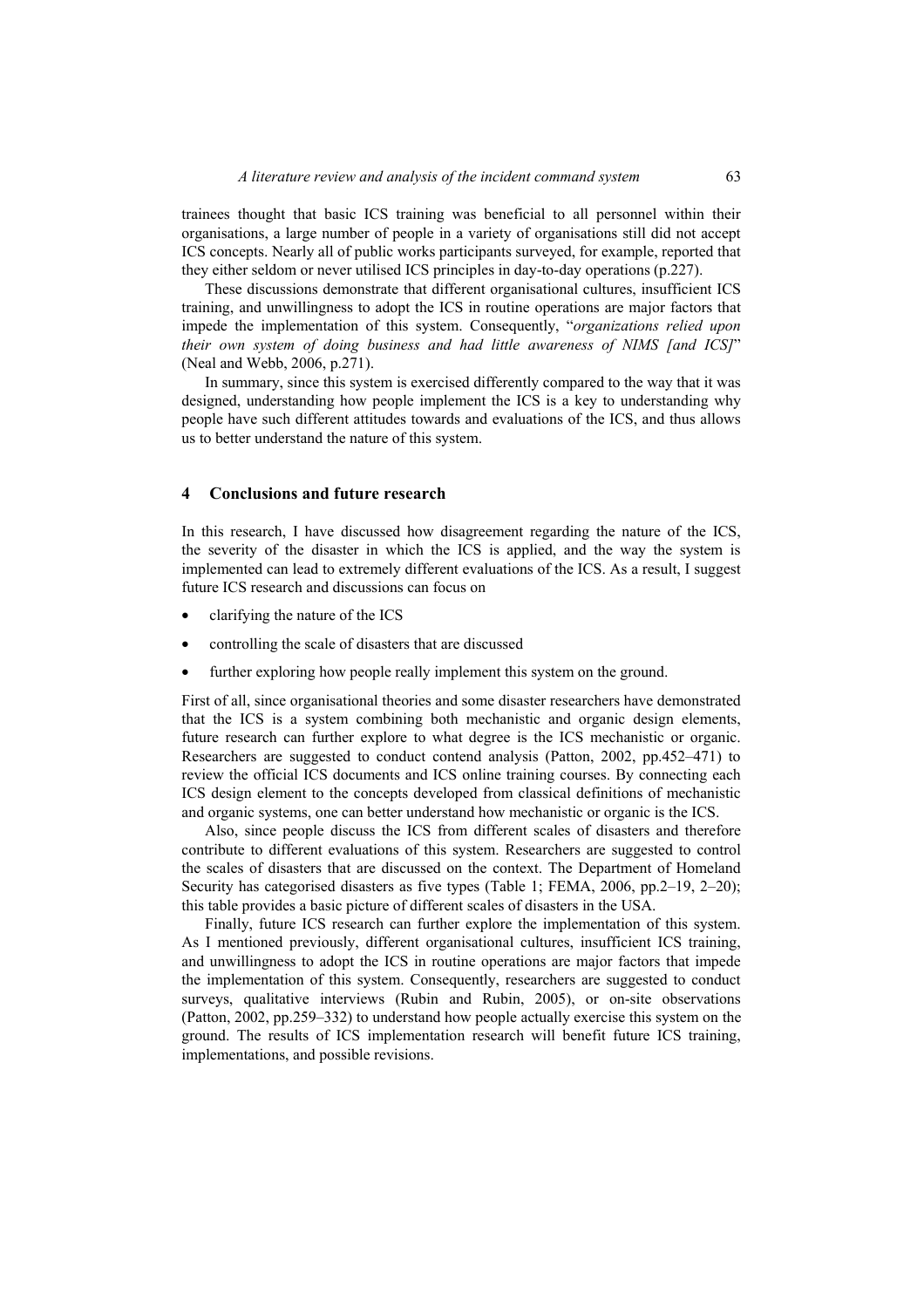trainees thought that basic ICS training was beneficial to all personnel within their organisations, a large number of people in a variety of organisations still did not accept ICS concepts. Nearly all of public works participants surveyed, for example, reported that they either seldom or never utilised ICS principles in day-to-day operations (p.227).

These discussions demonstrate that different organisational cultures, insufficient ICS training, and unwillingness to adopt the ICS in routine operations are major factors that impede the implementation of this system. Consequently, "*organizations relied upon their own system of doing business and had little awareness of NIMS [and ICS]*" (Neal and Webb, 2006, p.271).

In summary, since this system is exercised differently compared to the way that it was designed, understanding how people implement the ICS is a key to understanding why people have such different attitudes towards and evaluations of the ICS, and thus allows us to better understand the nature of this system.

## 4 Conclusions and future research

In this research, I have discussed how disagreement regarding the nature of the ICS, the severity of the disaster in which the ICS is applied, and the way the system is implemented can lead to extremely different evaluations of the ICS. As a result, I suggest future ICS research and discussions can focus on

- clarifying the nature of the ICS
- controlling the scale of disasters that are discussed
- further exploring how people really implement this system on the ground.

First of all, since organisational theories and some disaster researchers have demonstrated that the ICS is a system combining both mechanistic and organic design elements, future research can further explore to what degree is the ICS mechanistic or organic. Researchers are suggested to conduct contend analysis (Patton, 2002, pp.452–471) to review the official ICS documents and ICS online training courses. By connecting each ICS design element to the concepts developed from classical definitions of mechanistic and organic systems, one can better understand how mechanistic or organic is the ICS.

Also, since people discuss the ICS from different scales of disasters and therefore contribute to different evaluations of this system. Researchers are suggested to control the scales of disasters that are discussed on the context. The Department of Homeland Security has categorised disasters as five types (Table 1; FEMA, 2006, pp.2–19, 2–20); this table provides a basic picture of different scales of disasters in the USA.

Finally, future ICS research can further explore the implementation of this system. As I mentioned previously, different organisational cultures, insufficient ICS training, and unwillingness to adopt the ICS in routine operations are major factors that impede the implementation of this system. Consequently, researchers are suggested to conduct surveys, qualitative interviews (Rubin and Rubin, 2005), or on-site observations (Patton, 2002, pp.259–332) to understand how people actually exercise this system on the ground. The results of ICS implementation research will benefit future ICS training, implementations, and possible revisions.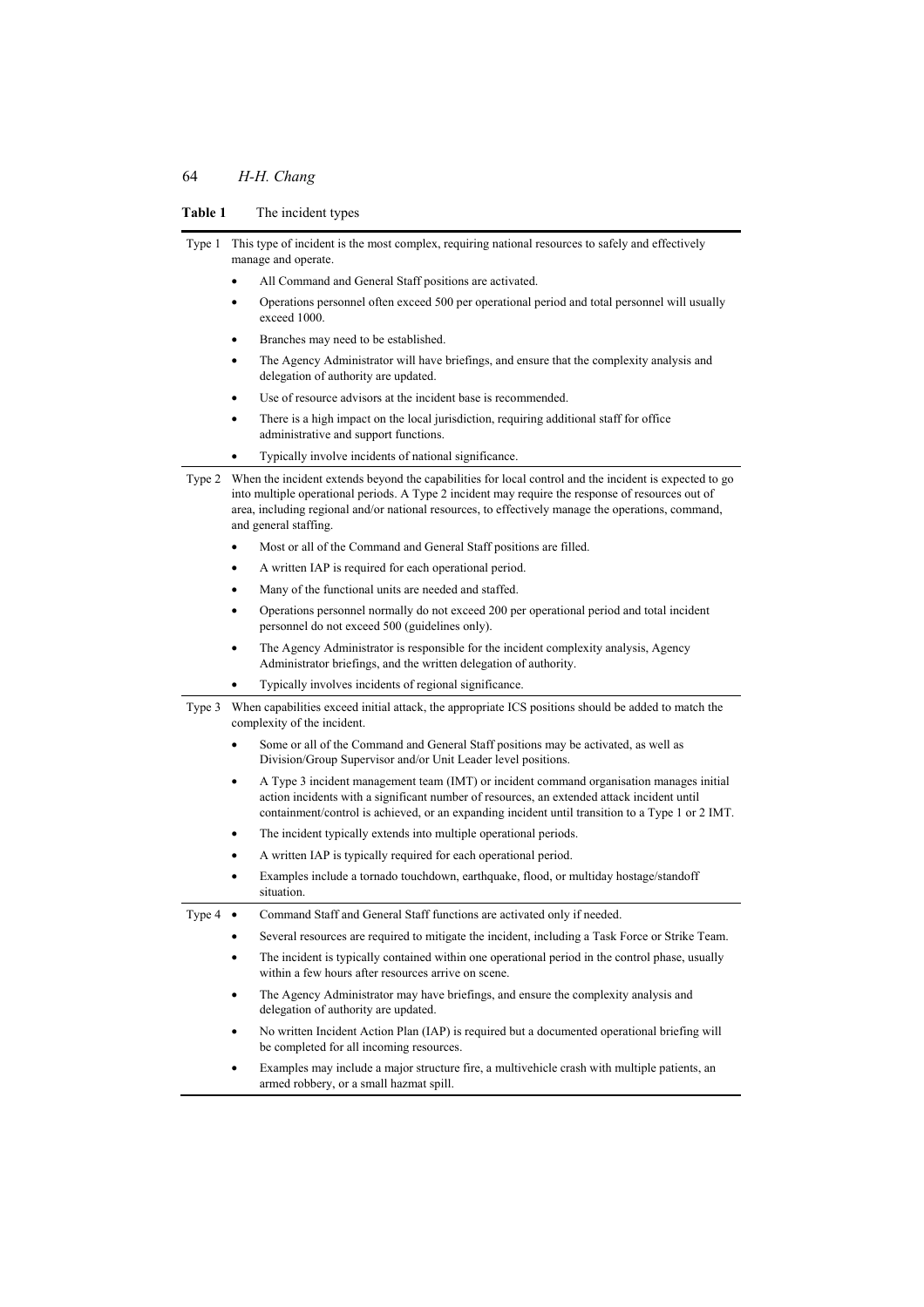**Table 1** The incident types

| | |
|---|---|
| Type 1 | This type of incident is the most complex, requiring national resources to safely and effectively manage and operate.<br>• All Command and General Staff positions are activated.<br>• Operations personnel often exceed 500 per operational period and total personnel will usually exceed 1000.<br>• Branches may need to be established.<br>• The Agency Administrator will have briefings, and ensure that the complexity analysis and delegation of authority are updated.<br>• Use of resource advisors at the incident base is recommended.<br>• There is a high impact on the local jurisdiction, requiring additional staff for office administrative and support functions.<br>• Typically involve incidents of national significance. |
| Type 2 | When the incident extends beyond the capabilities for local control and the incident is expected to go into multiple operational periods. A Type 2 incident may require the response of resources out of area, including regional and/or national resources, to effectively manage the operations, command, and general staffing.<br>• Most or all of the Command and General Staff positions are filled.<br>• A written IAP is required for each operational period.<br>• Many of the functional units are needed and staffed.<br>• Operations personnel normally do not exceed 200 per operational period and total incident personnel do not exceed 500 (guidelines only).<br>• The Agency Administrator is responsible for the incident complexity analysis, Agency Administrator briefings, and the written delegation of authority.<br>• Typically involves incidents of regional significance. |
| Type 3 | When capabilities exceed initial attack, the appropriate ICS positions should be added to match the complexity of the incident.<br>• Some or all of the Command and General Staff positions may be activated, as well as Division/Group Supervisor and/or Unit Leader level positions.<br>• A Type 3 incident management team (IMT) or incident command organisation manages initial action incidents with a significant number of resources, an extended attack incident until containment/control is achieved, or an expanding incident until transition to a Type 1 or 2 IMT.<br>• The incident typically extends into multiple operational periods.<br>• A written IAP is typically required for each operational period.<br>• Examples include a tornado touchdown, earthquake, flood, or multiday hostage/standoff situation. |
| Type 4 | • Command Staff and General Staff functions are activated only if needed.<br>• Several resources are required to mitigate the incident, including a Task Force or Strike Team.<br>• The incident is typically contained within one operational period in the control phase, usually within a few hours after resources arrive on scene.<br>• The Agency Administrator may have briefings, and ensure the complexity analysis and delegation of authority are updated.<br>• No written Incident Action Plan (IAP) is required but a documented operational briefing will be completed for all incoming resources.<br>• Examples may include a major structure fire, a multivehicle crash with multiple patients, an armed robbery, or a small hazmat spill. |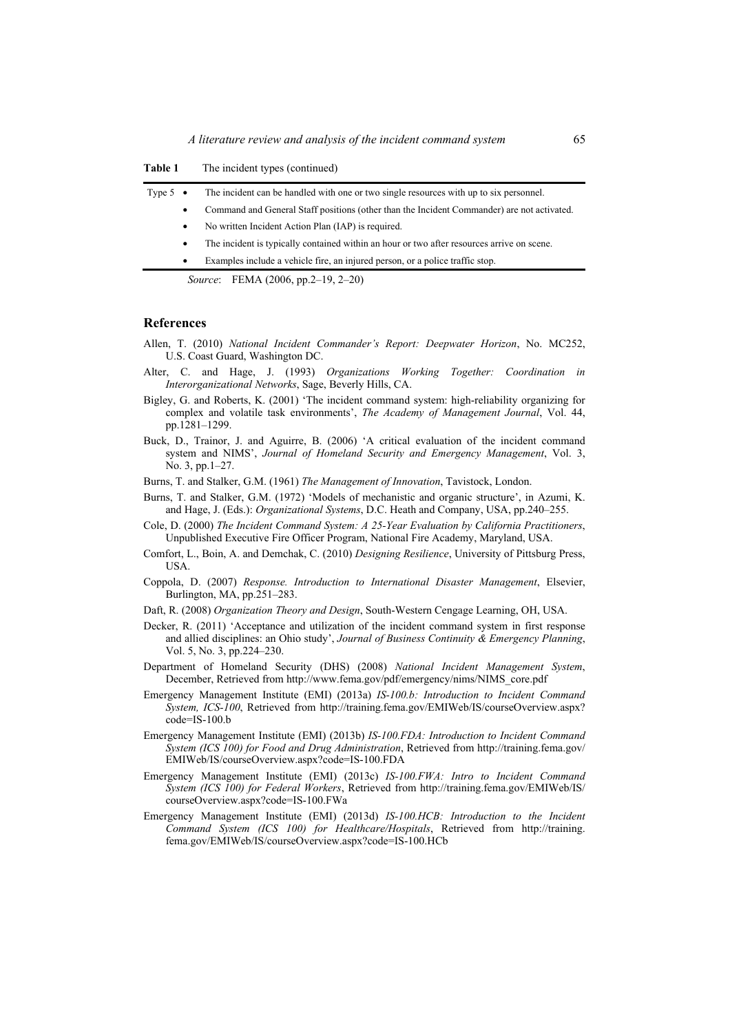**Table 1** The incident types (continued)

| | |
|---|---|
| Type 5 | • The incident can be handled with one or two single resources with up to six personnel.<br>• Command and General Staff positions (other than the Incident Commander) are not activated.<br>• No written Incident Action Plan (IAP) is required.<br>• The incident is typically contained within an hour or two after resources arrive on scene.<br>• Examples include a vehicle fire, an injured person, or a police traffic stop. |

*Source*: FEMA (2006, pp.2–19, 2–20)

## References

Allen, T. (2010) *National Incident Commander's Report: Deepwater Horizon*, No. MC252, U.S. Coast Guard, Washington DC.

Alter, C. and Hage, J. (1993) *Organizations Working Together: Coordination in Interorganizational Networks*, Sage, Beverly Hills, CA.

Bigley, G. and Roberts, K. (2001) 'The incident command system: high-reliability organizing for complex and volatile task environments', *The Academy of Management Journal*, Vol. 44, pp.1281–1299.

Buck, D., Trainor, J. and Aguirre, B. (2006) 'A critical evaluation of the incident command system and NIMS', *Journal of Homeland Security and Emergency Management*, Vol. 3, No. 3, pp.1–27.

Burns, T. and Stalker, G.M. (1961) *The Management of Innovation*, Tavistock, London.

Burns, T. and Stalker, G.M. (1972) 'Models of mechanistic and organic structure', in Azumi, K. and Hage, J. (Eds.): *Organizational Systems*, D.C. Heath and Company, USA, pp.240–255.

Cole, D. (2000) *The Incident Command System: A 25-Year Evaluation by California Practitioners*, Unpublished Executive Fire Officer Program, National Fire Academy, Maryland, USA.

Comfort, L., Boin, A. and Demchak, C. (2010) *Designing Resilience*, University of Pittsburg Press, USA.

Coppola, D. (2007) *Response. Introduction to International Disaster Management*, Elsevier, Burlington, MA, pp.251–283.

Daft, R. (2008) *Organization Theory and Design*, South-Western Cengage Learning, OH, USA.

Decker, R. (2011) 'Acceptance and utilization of the incident command system in first response and allied disciplines: an Ohio study', *Journal of Business Continuity & Emergency Planning*, Vol. 5, No. 3, pp.224–230.

Department of Homeland Security (DHS) (2008) *National Incident Management System*, December, Retrieved from http://www.fema.gov/pdf/emergency/nims/NIMS_core.pdf

Emergency Management Institute (EMI) (2013a) *IS-100.b: Introduction to Incident Command System, ICS-100*, Retrieved from http://training.fema.gov/EMIWeb/IS/courseOverview.aspx?code=IS-100.b

Emergency Management Institute (EMI) (2013b) *IS-100.FDA: Introduction to Incident Command System (ICS 100) for Food and Drug Administration*, Retrieved from http://training.fema.gov/EMIWeb/IS/courseOverview.aspx?code=IS-100.FDA

Emergency Management Institute (EMI) (2013c) *IS-100.FWA: Intro to Incident Command System (ICS 100) for Federal Workers*, Retrieved from http://training.fema.gov/EMIWeb/IS/courseOverview.aspx?code=IS-100.FWa

Emergency Management Institute (EMI) (2013d) *IS-100.HCB: Introduction to the Incident Command System (ICS 100) for Healthcare/Hospitals*, Retrieved from http://training.fema.gov/EMIWeb/IS/courseOverview.aspx?code=IS-100.HCb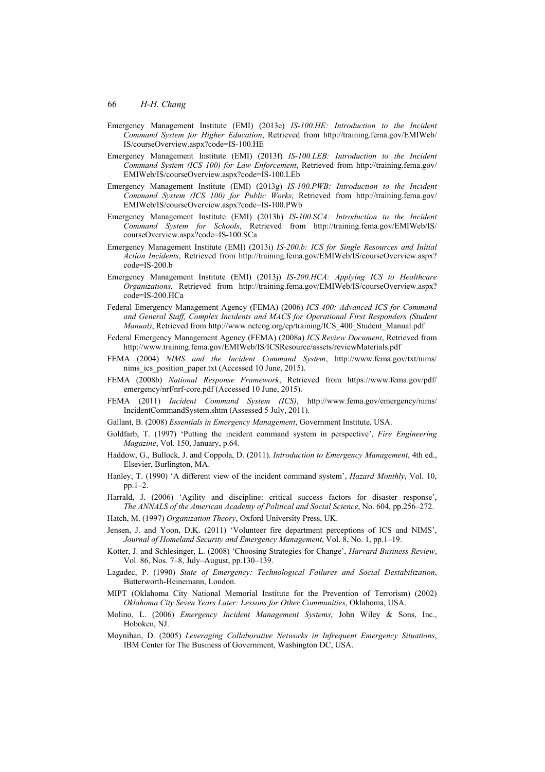Emergency Management Institute (EMI) (2013e) *IS-100.HE: Introduction to the Incident Command System for Higher Education*, Retrieved from http://training.fema.gov/EMIWeb/IS/courseOverview.aspx?code=IS-100.HE

Emergency Management Institute (EMI) (2013f) *IS-100.LEB: Introduction to the Incident Command System (ICS 100) for Law Enforcement*, Retrieved from http://training.fema.gov/EMIWeb/IS/courseOverview.aspx?code=IS-100.LEb

Emergency Management Institute (EMI) (2013g) *IS-100.PWB: Introduction to the Incident Command System (ICS 100) for Public Works*, Retrieved from http://training.fema.gov/EMIWeb/IS/courseOverview.aspx?code=IS-100.PWb

Emergency Management Institute (EMI) (2013h) *IS-100.SCA: Introduction to the Incident Command System for Schools*, Retrieved from http://training.fema.gov/EMIWeb/IS/courseOverview.aspx?code=IS-100.SCa

Emergency Management Institute (EMI) (2013i) *IS-200.b: ICS for Single Resources and Initial Action Incidents*, Retrieved from http://training.fema.gov/EMIWeb/IS/courseOverview.aspx?code=IS-200.b

Emergency Management Institute (EMI) (2013j) *IS-200.HCA: Applying ICS to Healthcare Organizations*, Retrieved from http://training.fema.gov/EMIWeb/IS/courseOverview.aspx?code=IS-200.HCa

Federal Emergency Management Agency (FEMA) (2006) *ICS-400: Advanced ICS for Command and General Staff, Complex Incidents and MACS for Operational First Responders (Student Manual)*, Retrieved from http://www.nctcog.org/ep/training/ICS_400_Student_Manual.pdf

Federal Emergency Management Agency (FEMA) (2008a) *ICS Review Document*, Retrieved from http://www.training.fema.gov/EMIWeb/IS/ICSResource/assets/reviewMaterials.pdf

FEMA (2004) *NIMS and the Incident Command System*, http://www.fema.gov/txt/nims/nims_ics_position_paper.txt (Accessed 10 June, 2015).

FEMA (2008b) *National Response Framework*, Retrieved from https://www.fema.gov/pdf/emergency/nrf/nrf-core.pdf (Accessed 10 June, 2015).

FEMA (2011) *Incident Command System (ICS)*, http://www.fema.gov/emergency/nims/IncidentCommandSystem.shtm (Assessed 5 July, 2011).

Gallant, B. (2008) *Essentials in Emergency Management*, Government Institute, USA.

Goldfarb, T. (1997) 'Putting the incident command system in perspective', *Fire Engineering Magazine*, Vol. 150, January, p.64.

Haddow, G., Bullock, J. and Coppola, D. (2011). *Introduction to Emergency Management*, 4th ed., Elsevier, Burlington, MA.

Hanley, T. (1990) 'A different view of the incident command system', *Hazard Monthly*, Vol. 10, pp.1–2.

Harrald, J. (2006) 'Agility and discipline: critical success factors for disaster response', *The ANNALS of the American Academy of Political and Social Science*, No. 604, pp.256–272.

Hatch, M. (1997) *Organization Theory*, Oxford University Press, UK.

Jensen, J. and Yoon, D.K. (2011) 'Volunteer fire department perceptions of ICS and NIMS', *Journal of Homeland Security and Emergency Management*, Vol. 8, No. 1, pp.1–19.

Kotter, J. and Schlesinger, L. (2008) 'Choosing Strategies for Change', *Harvard Business Review*, Vol. 86, Nos. 7–8, July–August, pp.130–139.

Lagadec, P. (1990) *State of Emergency: Technological Failures and Social Destabilization*, Butterworth-Heinemann, London.

MIPT (Oklahoma City National Memorial Institute for the Prevention of Terrorism) (2002) *Oklahoma City Seven Years Later: Lessons for Other Communities*, Oklahoma, USA.

Molino, L. (2006) *Emergency Incident Management Systems*, John Wiley & Sons, Inc., Hoboken, NJ.

Moynihan, D. (2005) *Leveraging Collaborative Networks in Infrequent Emergency Situations*, IBM Center for The Business of Government, Washington DC, USA.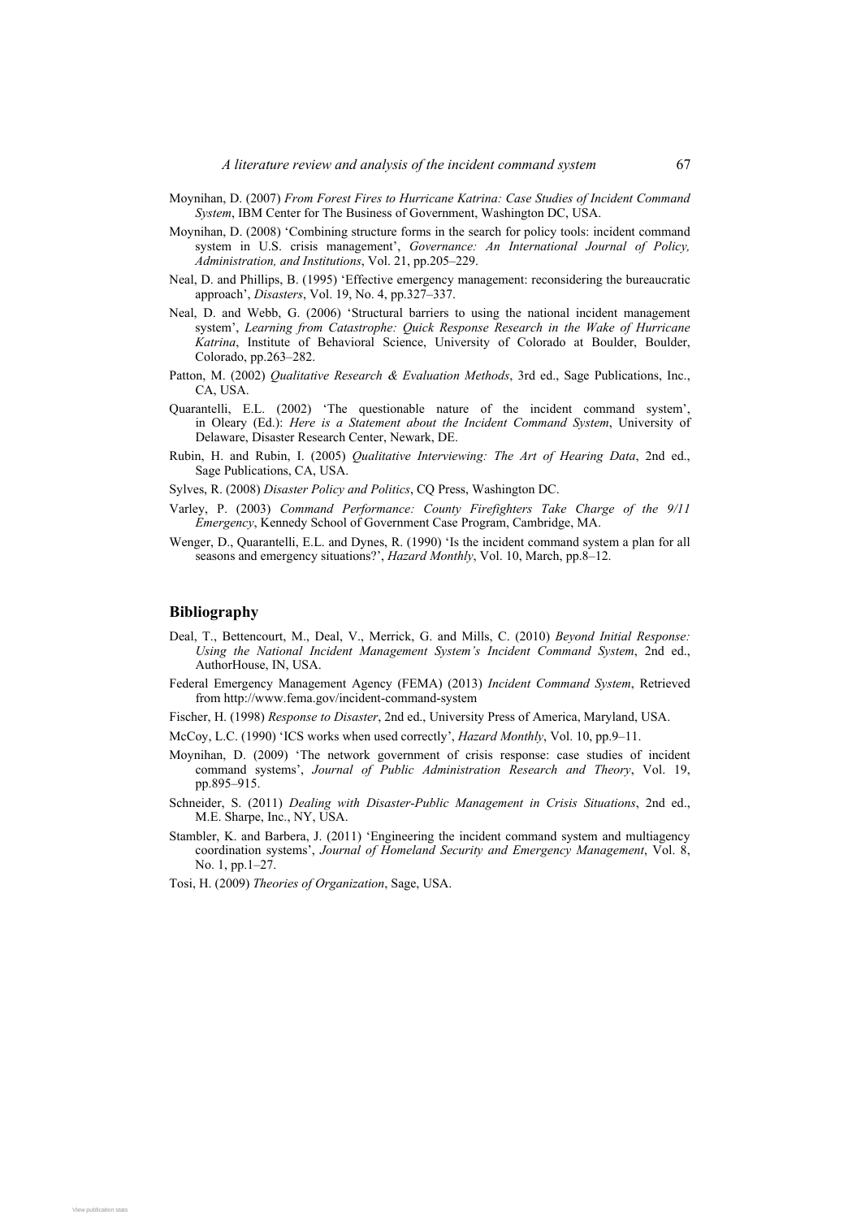Moynihan, D. (2007) *From Forest Fires to Hurricane Katrina: Case Studies of Incident Command System*, IBM Center for The Business of Government, Washington DC, USA.

Moynihan, D. (2008) 'Combining structure forms in the search for policy tools: incident command system in U.S. crisis management', *Governance: An International Journal of Policy, Administration, and Institutions*, Vol. 21, pp.205–229.

Neal, D. and Phillips, B. (1995) 'Effective emergency management: reconsidering the bureaucratic approach', *Disasters*, Vol. 19, No. 4, pp.327–337.

Neal, D. and Webb, G. (2006) 'Structural barriers to using the national incident management system', *Learning from Catastrophe: Quick Response Research in the Wake of Hurricane Katrina*, Institute of Behavioral Science, University of Colorado at Boulder, Boulder, Colorado, pp.263–282.

Patton, M. (2002) *Qualitative Research & Evaluation Methods*, 3rd ed., Sage Publications, Inc., CA, USA.

Quarantelli, E.L. (2002) 'The questionable nature of the incident command system', in Oleary (Ed.): *Here is a Statement about the Incident Command System*, University of Delaware, Disaster Research Center, Newark, DE.

Rubin, H. and Rubin, I. (2005) *Qualitative Interviewing: The Art of Hearing Data*, 2nd ed., Sage Publications, CA, USA.

Sylves, R. (2008) *Disaster Policy and Politics*, CQ Press, Washington DC.

Varley, P. (2003) *Command Performance: County Firefighters Take Charge of the 9/11 Emergency*, Kennedy School of Government Case Program, Cambridge, MA.

Wenger, D., Quarantelli, E.L. and Dynes, R. (1990) 'Is the incident command system a plan for all seasons and emergency situations?', *Hazard Monthly*, Vol. 10, March, pp.8–12.

## Bibliography

Deal, T., Bettencourt, M., Deal, V., Merrick, G. and Mills, C. (2010) *Beyond Initial Response: Using the National Incident Management System's Incident Command System*, 2nd ed., AuthorHouse, IN, USA.

Federal Emergency Management Agency (FEMA) (2013) *Incident Command System*, Retrieved from http://www.fema.gov/incident-command-system

Fischer, H. (1998) *Response to Disaster*, 2nd ed., University Press of America, Maryland, USA.

McCoy, L.C. (1990) 'ICS works when used correctly', *Hazard Monthly*, Vol. 10, pp.9–11.

Moynihan, D. (2009) 'The network government of crisis response: case studies of incident command systems', *Journal of Public Administration Research and Theory*, Vol. 19, pp.895–915.

Schneider, S. (2011) *Dealing with Disaster-Public Management in Crisis Situations*, 2nd ed., M.E. Sharpe, Inc., NY, USA.

Stambler, K. and Barbera, J. (2011) 'Engineering the incident command system and multiagency coordination systems', *Journal of Homeland Security and Emergency Management*, Vol. 8, No. 1, pp.1–27.

Tosi, H. (2009) *Theories of Organization*, Sage, USA.